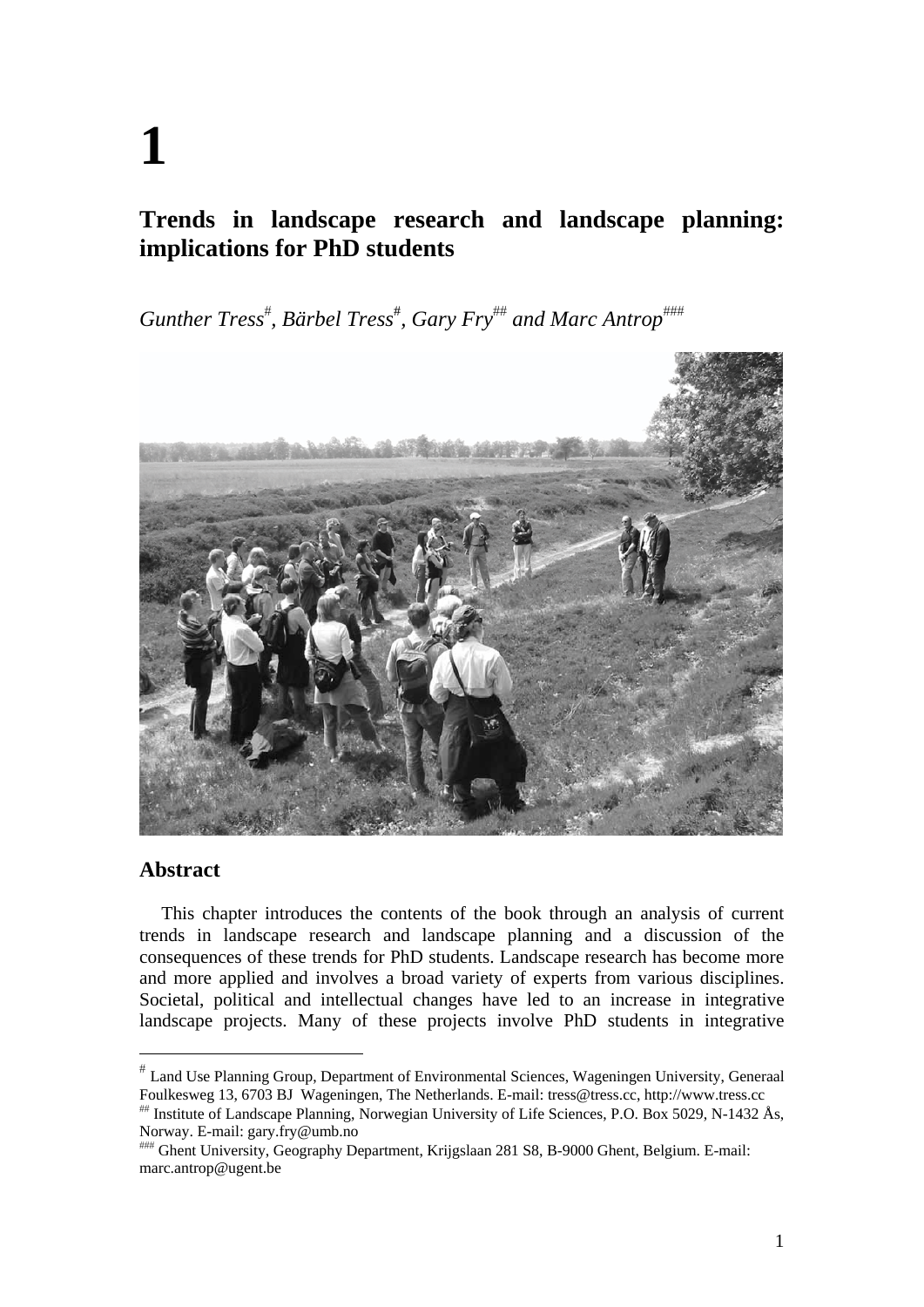# 1

## Trends in landscape research and landscape planning: implications for PhD students

*Gunther Tress*[#]*, Bärbel Tress*[#]*, Gary Fry*[##] *and Marc Antrop*[###]

### Abstract

This chapter introduces the contents of the book through an analysis of current trends in landscape research and landscape planning and a discussion of the consequences of these trends for PhD students. Landscape research has become more and more applied and involves a broad variety of experts from various disciplines. Societal, political and intellectual changes have led to an increase in integrative landscape projects. Many of these projects involve PhD students in integrative

---

[#] Land Use Planning Group, Department of Environmental Sciences, Wageningen University, Generaal Foulkesweg 13, 6703 BJ Wageningen, The Netherlands. E-mail: tress@tress.cc, http://www.tress.cc

[##] Institute of Landscape Planning, Norwegian University of Life Sciences, P.O. Box 5029, N-1432 Ås, Norway. E-mail: gary.fry@umb.no

[###] Ghent University, Geography Department, Krijgslaan 281 S8, B-9000 Ghent, Belgium. E-mail: marc.antrop@ugent.be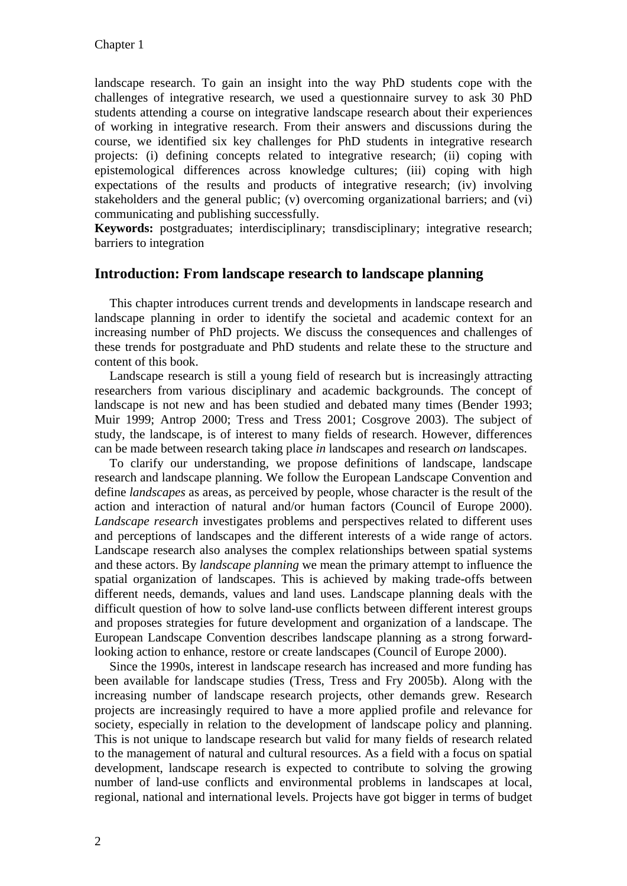landscape research. To gain an insight into the way PhD students cope with the challenges of integrative research, we used a questionnaire survey to ask 30 PhD students attending a course on integrative landscape research about their experiences of working in integrative research. From their answers and discussions during the course, we identified six key challenges for PhD students in integrative research projects: (i) defining concepts related to integrative research; (ii) coping with epistemological differences across knowledge cultures; (iii) coping with high expectations of the results and products of integrative research; (iv) involving stakeholders and the general public; (v) overcoming organizational barriers; and (vi) communicating and publishing successfully.

**Keywords:** postgraduates; interdisciplinary; transdisciplinary; integrative research; barriers to integration

## Introduction: From landscape research to landscape planning

This chapter introduces current trends and developments in landscape research and landscape planning in order to identify the societal and academic context for an increasing number of PhD projects. We discuss the consequences and challenges of these trends for postgraduate and PhD students and relate these to the structure and content of this book.

Landscape research is still a young field of research but is increasingly attracting researchers from various disciplinary and academic backgrounds. The concept of landscape is not new and has been studied and debated many times (Bender 1993; Muir 1999; Antrop 2000; Tress and Tress 2001; Cosgrove 2003). The subject of study, the landscape, is of interest to many fields of research. However, differences can be made between research taking place *in* landscapes and research *on* landscapes.

To clarify our understanding, we propose definitions of landscape, landscape research and landscape planning. We follow the European Landscape Convention and define *landscapes* as areas, as perceived by people, whose character is the result of the action and interaction of natural and/or human factors (Council of Europe 2000). *Landscape research* investigates problems and perspectives related to different uses and perceptions of landscapes and the different interests of a wide range of actors. Landscape research also analyses the complex relationships between spatial systems and these actors. By *landscape planning* we mean the primary attempt to influence the spatial organization of landscapes. This is achieved by making trade-offs between different needs, demands, values and land uses. Landscape planning deals with the difficult question of how to solve land-use conflicts between different interest groups and proposes strategies for future development and organization of a landscape. The European Landscape Convention describes landscape planning as a strong forward-looking action to enhance, restore or create landscapes (Council of Europe 2000).

Since the 1990s, interest in landscape research has increased and more funding has been available for landscape studies (Tress, Tress and Fry 2005b). Along with the increasing number of landscape research projects, other demands grew. Research projects are increasingly required to have a more applied profile and relevance for society, especially in relation to the development of landscape policy and planning. This is not unique to landscape research but valid for many fields of research related to the management of natural and cultural resources. As a field with a focus on spatial development, landscape research is expected to contribute to solving the growing number of land-use conflicts and environmental problems in landscapes at local, regional, national and international levels. Projects have got bigger in terms of budget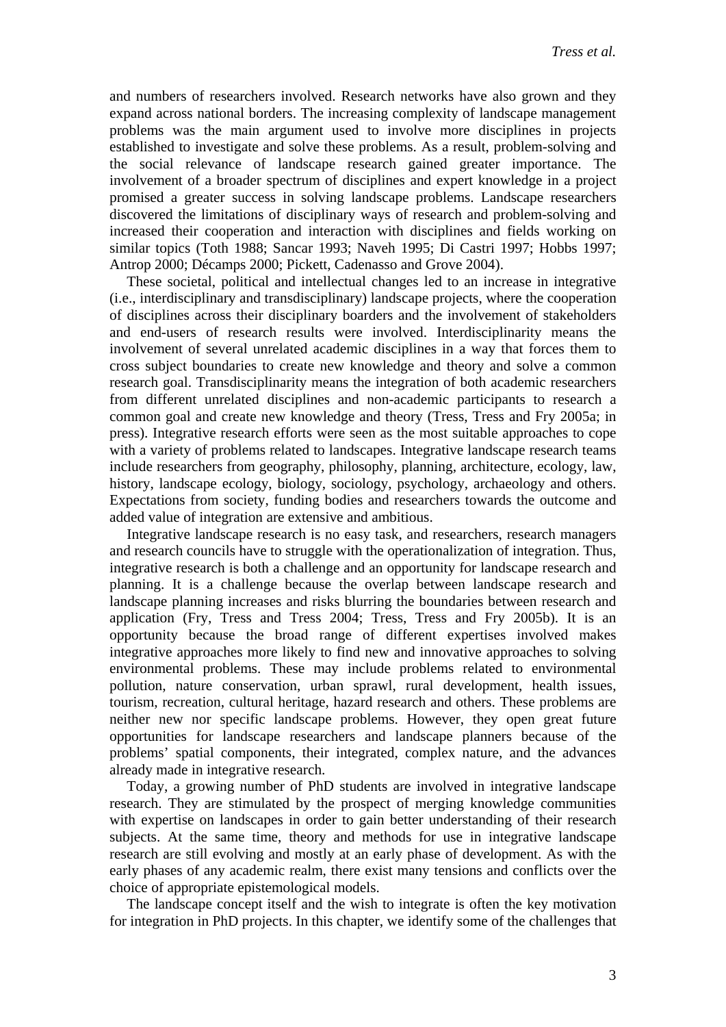and numbers of researchers involved. Research networks have also grown and they expand across national borders. The increasing complexity of landscape management problems was the main argument used to involve more disciplines in projects established to investigate and solve these problems. As a result, problem-solving and the social relevance of landscape research gained greater importance. The involvement of a broader spectrum of disciplines and expert knowledge in a project promised a greater success in solving landscape problems. Landscape researchers discovered the limitations of disciplinary ways of research and problem-solving and increased their cooperation and interaction with disciplines and fields working on similar topics (Toth 1988; Sancar 1993; Naveh 1995; Di Castri 1997; Hobbs 1997; Antrop 2000; Décamps 2000; Pickett, Cadenasso and Grove 2004).

These societal, political and intellectual changes led to an increase in integrative (i.e., interdisciplinary and transdisciplinary) landscape projects, where the cooperation of disciplines across their disciplinary boarders and the involvement of stakeholders and end-users of research results were involved. Interdisciplinarity means the involvement of several unrelated academic disciplines in a way that forces them to cross subject boundaries to create new knowledge and theory and solve a common research goal. Transdisciplinarity means the integration of both academic researchers from different unrelated disciplines and non-academic participants to research a common goal and create new knowledge and theory (Tress, Tress and Fry 2005a; in press). Integrative research efforts were seen as the most suitable approaches to cope with a variety of problems related to landscapes. Integrative landscape research teams include researchers from geography, philosophy, planning, architecture, ecology, law, history, landscape ecology, biology, sociology, psychology, archaeology and others. Expectations from society, funding bodies and researchers towards the outcome and added value of integration are extensive and ambitious.

Integrative landscape research is no easy task, and researchers, research managers and research councils have to struggle with the operationalization of integration. Thus, integrative research is both a challenge and an opportunity for landscape research and planning. It is a challenge because the overlap between landscape research and landscape planning increases and risks blurring the boundaries between research and application (Fry, Tress and Tress 2004; Tress, Tress and Fry 2005b). It is an opportunity because the broad range of different expertises involved makes integrative approaches more likely to find new and innovative approaches to solving environmental problems. These may include problems related to environmental pollution, nature conservation, urban sprawl, rural development, health issues, tourism, recreation, cultural heritage, hazard research and others. These problems are neither new nor specific landscape problems. However, they open great future opportunities for landscape researchers and landscape planners because of the problems' spatial components, their integrated, complex nature, and the advances already made in integrative research.

Today, a growing number of PhD students are involved in integrative landscape research. They are stimulated by the prospect of merging knowledge communities with expertise on landscapes in order to gain better understanding of their research subjects. At the same time, theory and methods for use in integrative landscape research are still evolving and mostly at an early phase of development. As with the early phases of any academic realm, there exist many tensions and conflicts over the choice of appropriate epistemological models.

The landscape concept itself and the wish to integrate is often the key motivation for integration in PhD projects. In this chapter, we identify some of the challenges that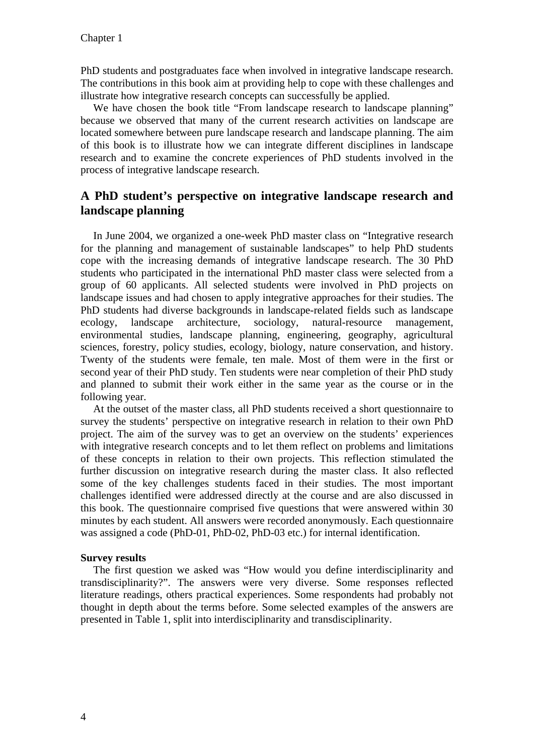PhD students and postgraduates face when involved in integrative landscape research. The contributions in this book aim at providing help to cope with these challenges and illustrate how integrative research concepts can successfully be applied.

We have chosen the book title “From landscape research to landscape planning” because we observed that many of the current research activities on landscape are located somewhere between pure landscape research and landscape planning. The aim of this book is to illustrate how we can integrate different disciplines in landscape research and to examine the concrete experiences of PhD students involved in the process of integrative landscape research.

## A PhD student’s perspective on integrative landscape research and landscape planning

In June 2004, we organized a one-week PhD master class on “Integrative research for the planning and management of sustainable landscapes” to help PhD students cope with the increasing demands of integrative landscape research. The 30 PhD students who participated in the international PhD master class were selected from a group of 60 applicants. All selected students were involved in PhD projects on landscape issues and had chosen to apply integrative approaches for their studies. The PhD students had diverse backgrounds in landscape-related fields such as landscape ecology, landscape architecture, sociology, natural-resource management, environmental studies, landscape planning, engineering, geography, agricultural sciences, forestry, policy studies, ecology, biology, nature conservation, and history. Twenty of the students were female, ten male. Most of them were in the first or second year of their PhD study. Ten students were near completion of their PhD study and planned to submit their work either in the same year as the course or in the following year.

At the outset of the master class, all PhD students received a short questionnaire to survey the students’ perspective on integrative research in relation to their own PhD project. The aim of the survey was to get an overview on the students’ experiences with integrative research concepts and to let them reflect on problems and limitations of these concepts in relation to their own projects. This reflection stimulated the further discussion on integrative research during the master class. It also reflected some of the key challenges students faced in their studies. The most important challenges identified were addressed directly at the course and are also discussed in this book. The questionnaire comprised five questions that were answered within 30 minutes by each student. All answers were recorded anonymously. Each questionnaire was assigned a code (PhD-01, PhD-02, PhD-03 etc.) for internal identification.

**Survey results**

The first question we asked was “How would you define interdisciplinarity and transdisciplinarity?”. The answers were very diverse. Some responses reflected literature readings, others practical experiences. Some respondents had probably not thought in depth about the terms before. Some selected examples of the answers are presented in Table 1, split into interdisciplinarity and transdisciplinarity.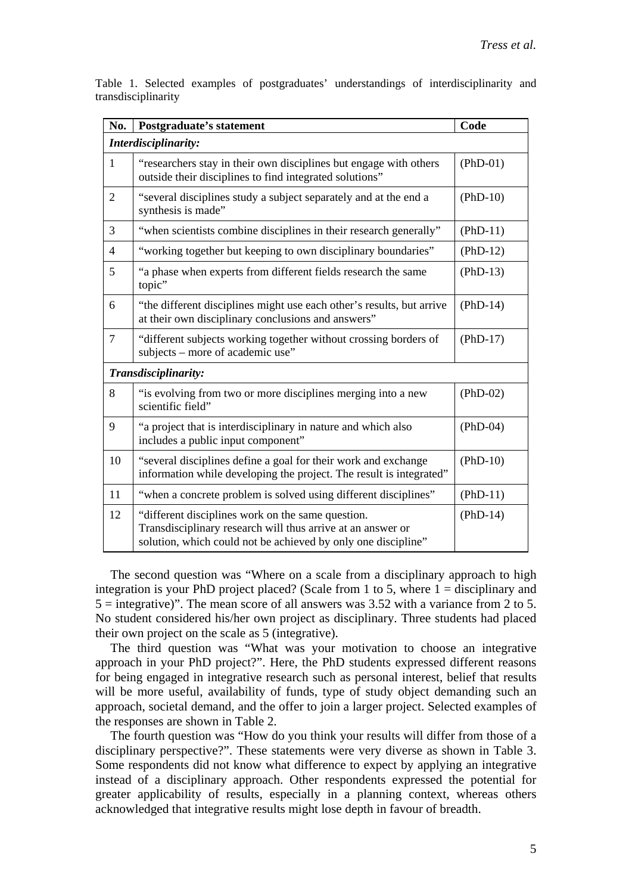Table 1. Selected examples of postgraduates' understandings of interdisciplinarity and transdisciplinarity

| No. | Postgraduate's statement | Code |
|---|---|---|
| ***Interdisciplinarity:*** | | |
| 1 | "researchers stay in their own disciplines but engage with others outside their disciplines to find integrated solutions" | (PhD-01) |
| 2 | "several disciplines study a subject separately and at the end a synthesis is made" | (PhD-10) |
| 3 | "when scientists combine disciplines in their research generally" | (PhD-11) |
| 4 | "working together but keeping to own disciplinary boundaries" | (PhD-12) |
| 5 | "a phase when experts from different fields research the same topic" | (PhD-13) |
| 6 | "the different disciplines might use each other's results, but arrive at their own disciplinary conclusions and answers" | (PhD-14) |
| 7 | "different subjects working together without crossing borders of subjects – more of academic use" | (PhD-17) |
| ***Transdisciplinarity:*** | | |
| 8 | "is evolving from two or more disciplines merging into a new scientific field" | (PhD-02) |
| 9 | "a project that is interdisciplinary in nature and which also includes a public input component" | (PhD-04) |
| 10 | "several disciplines define a goal for their work and exchange information while developing the project. The result is integrated" | (PhD-10) |
| 11 | "when a concrete problem is solved using different disciplines" | (PhD-11) |
| 12 | "different disciplines work on the same question. Transdisciplinary research will thus arrive at an answer or solution, which could not be achieved by only one discipline" | (PhD-14) |

The second question was "Where on a scale from a disciplinary approach to high integration is your PhD project placed? (Scale from 1 to 5, where 1 = disciplinary and 5 = integrative)". The mean score of all answers was 3.52 with a variance from 2 to 5. No student considered his/her own project as disciplinary. Three students had placed their own project on the scale as 5 (integrative).

The third question was "What was your motivation to choose an integrative approach in your PhD project?". Here, the PhD students expressed different reasons for being engaged in integrative research such as personal interest, belief that results will be more useful, availability of funds, type of study object demanding such an approach, societal demand, and the offer to join a larger project. Selected examples of the responses are shown in Table 2.

The fourth question was "How do you think your results will differ from those of a disciplinary perspective?". These statements were very diverse as shown in Table 3. Some respondents did not know what difference to expect by applying an integrative instead of a disciplinary approach. Other respondents expressed the potential for greater applicability of results, especially in a planning context, whereas others acknowledged that integrative results might lose depth in favour of breadth.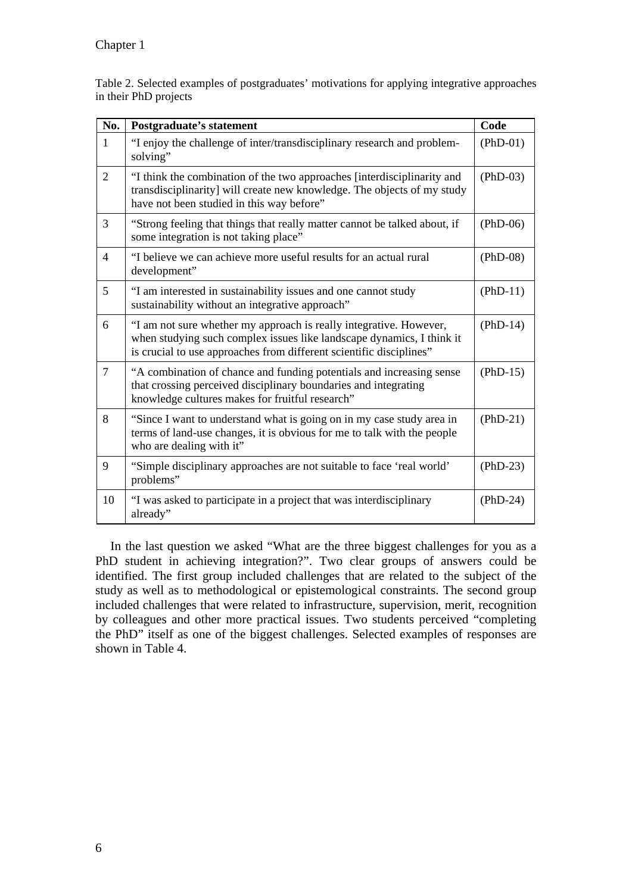Table 2. Selected examples of postgraduates' motivations for applying integrative approaches in their PhD projects

| No. | Postgraduate's statement | Code |
|---|---|---|
| 1 | "I enjoy the challenge of inter/transdisciplinary research and problem-solving" | (PhD-01) |
| 2 | "I think the combination of the two approaches [interdisciplinarity and transdisciplinarity] will create new knowledge. The objects of my study have not been studied in this way before" | (PhD-03) |
| 3 | "Strong feeling that things that really matter cannot be talked about, if some integration is not taking place" | (PhD-06) |
| 4 | "I believe we can achieve more useful results for an actual rural development" | (PhD-08) |
| 5 | "I am interested in sustainability issues and one cannot study sustainability without an integrative approach" | (PhD-11) |
| 6 | "I am not sure whether my approach is really integrative. However, when studying such complex issues like landscape dynamics, I think it is crucial to use approaches from different scientific disciplines" | (PhD-14) |
| 7 | "A combination of chance and funding potentials and increasing sense that crossing perceived disciplinary boundaries and integrating knowledge cultures makes for fruitful research" | (PhD-15) |
| 8 | "Since I want to understand what is going on in my case study area in terms of land-use changes, it is obvious for me to talk with the people who are dealing with it" | (PhD-21) |
| 9 | "Simple disciplinary approaches are not suitable to face 'real world' problems" | (PhD-23) |
| 10 | "I was asked to participate in a project that was interdisciplinary already" | (PhD-24) |

In the last question we asked "What are the three biggest challenges for you as a PhD student in achieving integration?". Two clear groups of answers could be identified. The first group included challenges that are related to the subject of the study as well as to methodological or epistemological constraints. The second group included challenges that were related to infrastructure, supervision, merit, recognition by colleagues and other more practical issues. Two students perceived "completing the PhD" itself as one of the biggest challenges. Selected examples of responses are shown in Table 4.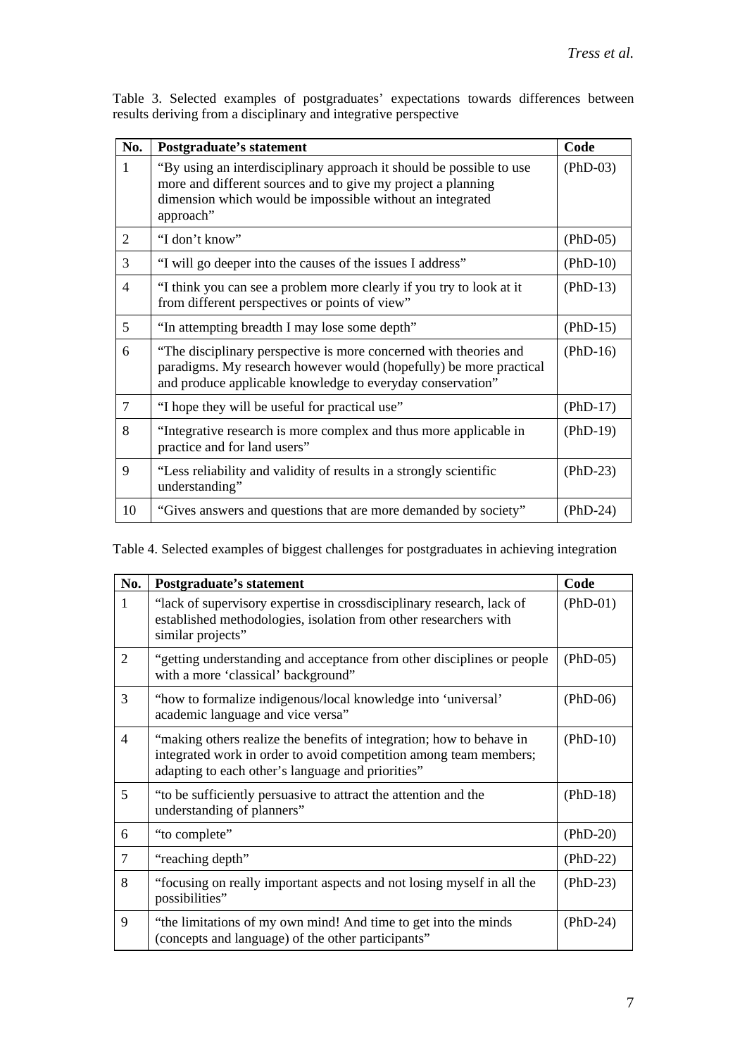Table 3. Selected examples of postgraduates' expectations towards differences between results deriving from a disciplinary and integrative perspective

| No. | Postgraduate's statement | Code |
| --- | --- | --- |
| 1 | "By using an interdisciplinary approach it should be possible to use more and different sources and to give my project a planning dimension which would be impossible without an integrated approach" | (PhD-03) |
| 2 | "I don't know" | (PhD-05) |
| 3 | "I will go deeper into the causes of the issues I address" | (PhD-10) |
| 4 | "I think you can see a problem more clearly if you try to look at it from different perspectives or points of view" | (PhD-13) |
| 5 | "In attempting breadth I may lose some depth" | (PhD-15) |
| 6 | "The disciplinary perspective is more concerned with theories and paradigms. My research however would (hopefully) be more practical and produce applicable knowledge to everyday conservation" | (PhD-16) |
| 7 | "I hope they will be useful for practical use" | (PhD-17) |
| 8 | "Integrative research is more complex and thus more applicable in practice and for land users" | (PhD-19) |
| 9 | "Less reliability and validity of results in a strongly scientific understanding" | (PhD-23) |
| 10 | "Gives answers and questions that are more demanded by society" | (PhD-24) |

Table 4. Selected examples of biggest challenges for postgraduates in achieving integration

| No. | Postgraduate's statement | Code |
| --- | --- | --- |
| 1 | "lack of supervisory expertise in crossdisciplinary research, lack of established methodologies, isolation from other researchers with similar projects" | (PhD-01) |
| 2 | "getting understanding and acceptance from other disciplines or people with a more 'classical' background" | (PhD-05) |
| 3 | "how to formalize indigenous/local knowledge into 'universal' academic language and vice versa" | (PhD-06) |
| 4 | "making others realize the benefits of integration; how to behave in integrated work in order to avoid competition among team members; adapting to each other's language and priorities" | (PhD-10) |
| 5 | "to be sufficiently persuasive to attract the attention and the understanding of planners" | (PhD-18) |
| 6 | "to complete" | (PhD-20) |
| 7 | "reaching depth" | (PhD-22) |
| 8 | "focusing on really important aspects and not losing myself in all the possibilities" | (PhD-23) |
| 9 | "the limitations of my own mind! And time to get into the minds (concepts and language) of the other participants" | (PhD-24) |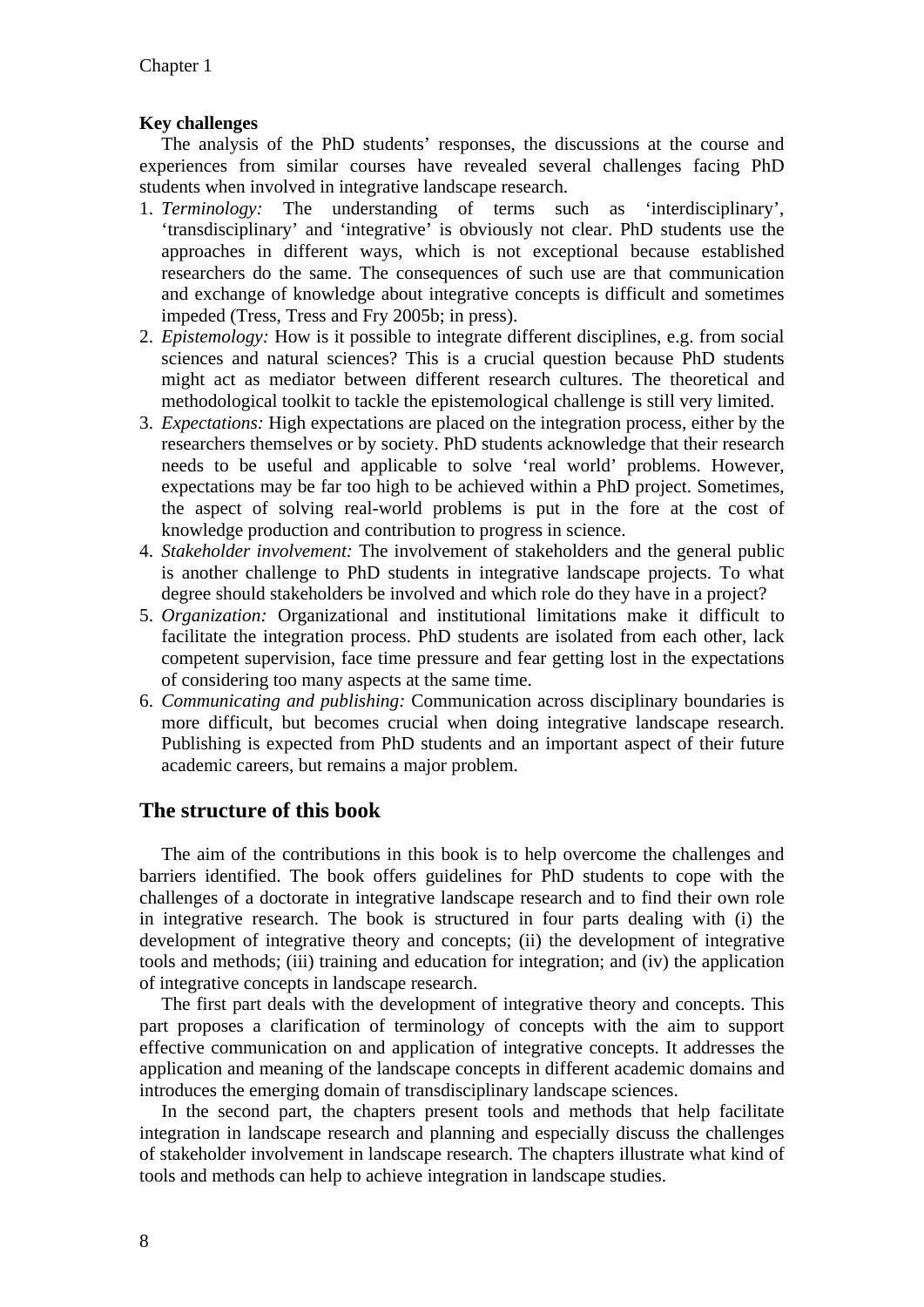**Key challenges**

The analysis of the PhD students' responses, the discussions at the course and experiences from similar courses have revealed several challenges facing PhD students when involved in integrative landscape research.

1. *Terminology:* The understanding of terms such as 'interdisciplinary', 'transdisciplinary' and 'integrative' is obviously not clear. PhD students use the approaches in different ways, which is not exceptional because established researchers do the same. The consequences of such use are that communication and exchange of knowledge about integrative concepts is difficult and sometimes impeded (Tress, Tress and Fry 2005b; in press).
2. *Epistemology:* How is it possible to integrate different disciplines, e.g. from social sciences and natural sciences? This is a crucial question because PhD students might act as mediator between different research cultures. The theoretical and methodological toolkit to tackle the epistemological challenge is still very limited.
3. *Expectations:* High expectations are placed on the integration process, either by the researchers themselves or by society. PhD students acknowledge that their research needs to be useful and applicable to solve 'real world' problems. However, expectations may be far too high to be achieved within a PhD project. Sometimes, the aspect of solving real-world problems is put in the fore at the cost of knowledge production and contribution to progress in science.
4. *Stakeholder involvement:* The involvement of stakeholders and the general public is another challenge to PhD students in integrative landscape projects. To what degree should stakeholders be involved and which role do they have in a project?
5. *Organization:* Organizational and institutional limitations make it difficult to facilitate the integration process. PhD students are isolated from each other, lack competent supervision, face time pressure and fear getting lost in the expectations of considering too many aspects at the same time.
6. *Communicating and publishing:* Communication across disciplinary boundaries is more difficult, but becomes crucial when doing integrative landscape research. Publishing is expected from PhD students and an important aspect of their future academic careers, but remains a major problem.

## The structure of this book

The aim of the contributions in this book is to help overcome the challenges and barriers identified. The book offers guidelines for PhD students to cope with the challenges of a doctorate in integrative landscape research and to find their own role in integrative research. The book is structured in four parts dealing with (i) the development of integrative theory and concepts; (ii) the development of integrative tools and methods; (iii) training and education for integration; and (iv) the application of integrative concepts in landscape research.

The first part deals with the development of integrative theory and concepts. This part proposes a clarification of terminology of concepts with the aim to support effective communication on and application of integrative concepts. It addresses the application and meaning of the landscape concepts in different academic domains and introduces the emerging domain of transdisciplinary landscape sciences.

In the second part, the chapters present tools and methods that help facilitate integration in landscape research and planning and especially discuss the challenges of stakeholder involvement in landscape research. The chapters illustrate what kind of tools and methods can help to achieve integration in landscape studies.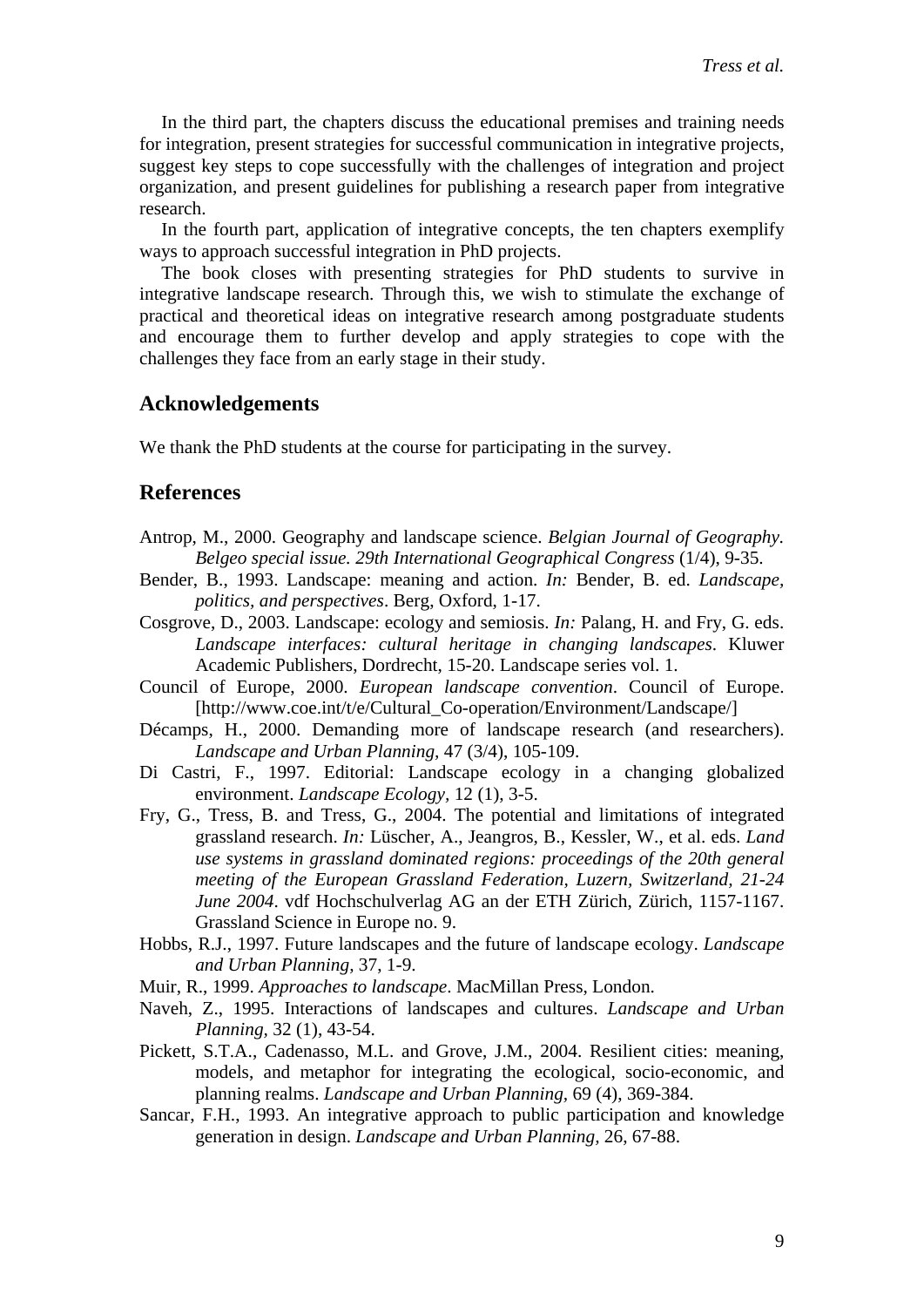In the third part, the chapters discuss the educational premises and training needs for integration, present strategies for successful communication in integrative projects, suggest key steps to cope successfully with the challenges of integration and project organization, and present guidelines for publishing a research paper from integrative research.

In the fourth part, application of integrative concepts, the ten chapters exemplify ways to approach successful integration in PhD projects.

The book closes with presenting strategies for PhD students to survive in integrative landscape research. Through this, we wish to stimulate the exchange of practical and theoretical ideas on integrative research among postgraduate students and encourage them to further develop and apply strategies to cope with the challenges they face from an early stage in their study.

## Acknowledgements

We thank the PhD students at the course for participating in the survey.

## References

Antrop, M., 2000. Geography and landscape science. *Belgian Journal of Geography. Belgeo special issue. 29th International Geographical Congress* (1/4), 9-35.

Bender, B., 1993. Landscape: meaning and action. *In:* Bender, B. ed. *Landscape, politics, and perspectives*. Berg, Oxford, 1-17.

Cosgrove, D., 2003. Landscape: ecology and semiosis. *In:* Palang, H. and Fry, G. eds. *Landscape interfaces: cultural heritage in changing landscapes*. Kluwer Academic Publishers, Dordrecht, 15-20. Landscape series vol. 1.

Council of Europe, 2000. *European landscape convention*. Council of Europe. [http://www.coe.int/t/e/Cultural_Co-operation/Environment/Landscape/]

Décamps, H., 2000. Demanding more of landscape research (and researchers). *Landscape and Urban Planning*, 47 (3/4), 105-109.

Di Castri, F., 1997. Editorial: Landscape ecology in a changing globalized environment. *Landscape Ecology*, 12 (1), 3-5.

Fry, G., Tress, B. and Tress, G., 2004. The potential and limitations of integrated grassland research. *In:* Lüscher, A., Jeangros, B., Kessler, W., et al. eds. *Land use systems in grassland dominated regions: proceedings of the 20th general meeting of the European Grassland Federation, Luzern, Switzerland, 21-24 June 2004*. vdf Hochschulverlag AG an der ETH Zürich, Zürich, 1157-1167. Grassland Science in Europe no. 9.

Hobbs, R.J., 1997. Future landscapes and the future of landscape ecology. *Landscape and Urban Planning*, 37, 1-9.

Muir, R., 1999. *Approaches to landscape*. MacMillan Press, London.

Naveh, Z., 1995. Interactions of landscapes and cultures. *Landscape and Urban Planning*, 32 (1), 43-54.

Pickett, S.T.A., Cadenasso, M.L. and Grove, J.M., 2004. Resilient cities: meaning, models, and metaphor for integrating the ecological, socio-economic, and planning realms. *Landscape and Urban Planning*, 69 (4), 369-384.

Sancar, F.H., 1993. An integrative approach to public participation and knowledge generation in design. *Landscape and Urban Planning*, 26, 67-88.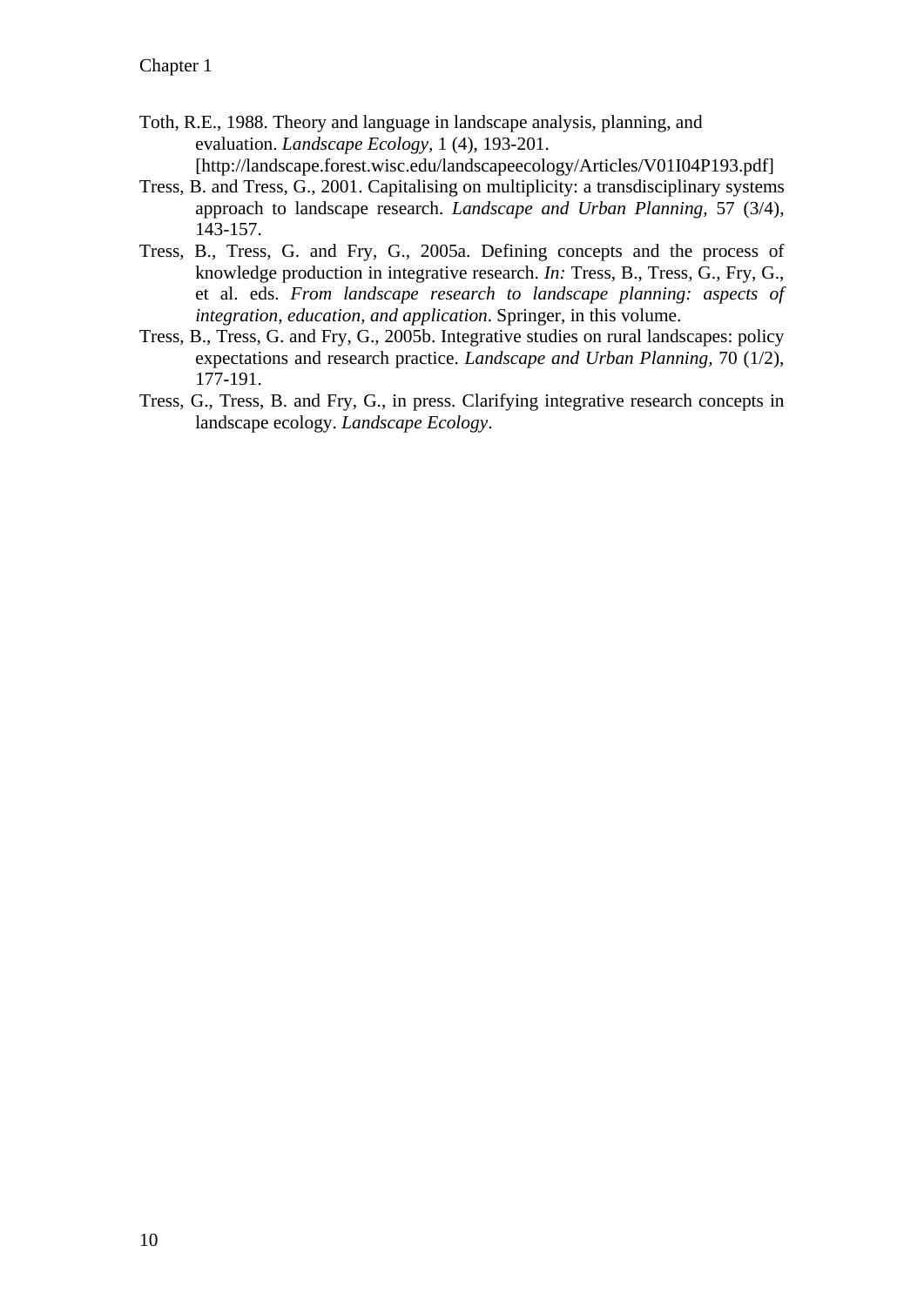Toth, R.E., 1988. Theory and language in landscape analysis, planning, and evaluation. *Landscape Ecology*, 1 (4), 193-201. [http://landscape.forest.wisc.edu/landscapeecology/Articles/V01I04P193.pdf]

Tress, B. and Tress, G., 2001. Capitalising on multiplicity: a transdisciplinary systems approach to landscape research. *Landscape and Urban Planning*, 57 (3/4), 143-157.

Tress, B., Tress, G. and Fry, G., 2005a. Defining concepts and the process of knowledge production in integrative research. *In:* Tress, B., Tress, G., Fry, G., et al. eds. *From landscape research to landscape planning: aspects of integration, education, and application*. Springer, in this volume.

Tress, B., Tress, G. and Fry, G., 2005b. Integrative studies on rural landscapes: policy expectations and research practice. *Landscape and Urban Planning*, 70 (1/2), 177-191.

Tress, G., Tress, B. and Fry, G., in press. Clarifying integrative research concepts in landscape ecology. *Landscape Ecology*.